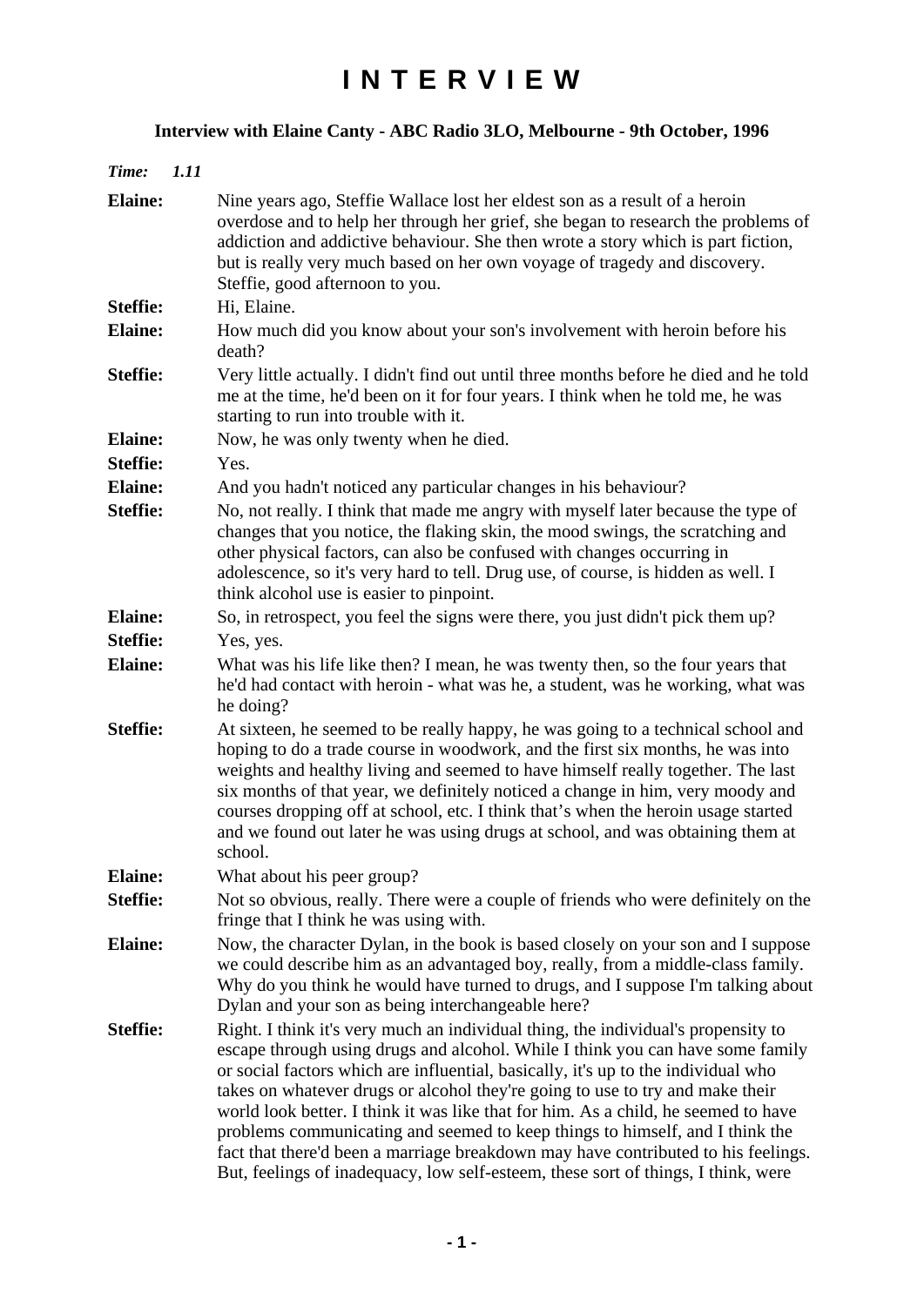# I N T E R V I E W

**Interview with Elaine Canty - ABC Radio 3LO, Melbourne - 9th October, 1996**

***Time: 1.11***

**Elaine:** Nine years ago, Steffie Wallace lost her eldest son as a result of a heroin overdose and to help her through her grief, she began to research the problems of addiction and addictive behaviour. She then wrote a story which is part fiction, but is really very much based on her own voyage of tragedy and discovery. Steffie, good afternoon to you.

**Steffie:** Hi, Elaine.

**Elaine:** How much did you know about your son's involvement with heroin before his death?

**Steffie:** Very little actually. I didn't find out until three months before he died and he told me at the time, he'd been on it for four years. I think when he told me, he was starting to run into trouble with it.

**Elaine:** Now, he was only twenty when he died.

**Steffie:** Yes.

**Elaine:** And you hadn't noticed any particular changes in his behaviour?

**Steffie:** No, not really. I think that made me angry with myself later because the type of changes that you notice, the flaking skin, the mood swings, the scratching and other physical factors, can also be confused with changes occurring in adolescence, so it's very hard to tell. Drug use, of course, is hidden as well. I think alcohol use is easier to pinpoint.

**Elaine:** So, in retrospect, you feel the signs were there, you just didn't pick them up?

**Steffie:** Yes, yes.

**Elaine:** What was his life like then? I mean, he was twenty then, so the four years that he'd had contact with heroin - what was he, a student, was he working, what was he doing?

**Steffie:** At sixteen, he seemed to be really happy, he was going to a technical school and hoping to do a trade course in woodwork, and the first six months, he was into weights and healthy living and seemed to have himself really together. The last six months of that year, we definitely noticed a change in him, very moody and courses dropping off at school, etc. I think that's when the heroin usage started and we found out later he was using drugs at school, and was obtaining them at school.

**Elaine:** What about his peer group?

**Steffie:** Not so obvious, really. There were a couple of friends who were definitely on the fringe that I think he was using with.

**Elaine:** Now, the character Dylan, in the book is based closely on your son and I suppose we could describe him as an advantaged boy, really, from a middle-class family. Why do you think he would have turned to drugs, and I suppose I'm talking about Dylan and your son as being interchangeable here?

**Steffie:** Right. I think it's very much an individual thing, the individual's propensity to escape through using drugs and alcohol. While I think you can have some family or social factors which are influential, basically, it's up to the individual who takes on whatever drugs or alcohol they're going to use to try and make their world look better. I think it was like that for him. As a child, he seemed to have problems communicating and seemed to keep things to himself, and I think the fact that there'd been a marriage breakdown may have contributed to his feelings. But, feelings of inadequacy, low self-esteem, these sort of things, I think, were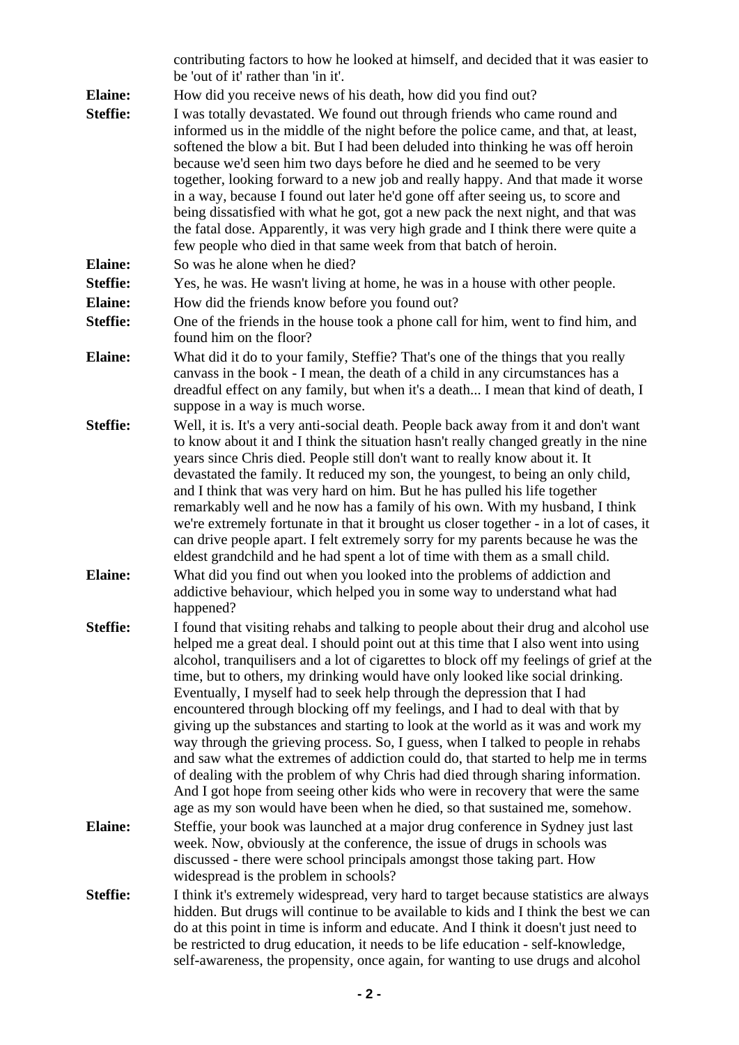contributing factors to how he looked at himself, and decided that it was easier to be 'out of it' rather than 'in it'.

**Elaine:** How did you receive news of his death, how did you find out?

**Steffie:** I was totally devastated. We found out through friends who came round and informed us in the middle of the night before the police came, and that, at least, softened the blow a bit. But I had been deluded into thinking he was off heroin because we'd seen him two days before he died and he seemed to be very together, looking forward to a new job and really happy. And that made it worse in a way, because I found out later he'd gone off after seeing us, to score and being dissatisfied with what he got, got a new pack the next night, and that was the fatal dose. Apparently, it was very high grade and I think there were quite a few people who died in that same week from that batch of heroin.

**Elaine:** So was he alone when he died?

**Steffie:** Yes, he was. He wasn't living at home, he was in a house with other people.

**Elaine:** How did the friends know before you found out?

**Steffie:** One of the friends in the house took a phone call for him, went to find him, and found him on the floor?

**Elaine:** What did it do to your family, Steffie? That's one of the things that you really canvass in the book - I mean, the death of a child in any circumstances has a dreadful effect on any family, but when it's a death... I mean that kind of death, I suppose in a way is much worse.

**Steffie:** Well, it is. It's a very anti-social death. People back away from it and don't want to know about it and I think the situation hasn't really changed greatly in the nine years since Chris died. People still don't want to really know about it. It devastated the family. It reduced my son, the youngest, to being an only child, and I think that was very hard on him. But he has pulled his life together remarkably well and he now has a family of his own. With my husband, I think we're extremely fortunate in that it brought us closer together - in a lot of cases, it can drive people apart. I felt extremely sorry for my parents because he was the eldest grandchild and he had spent a lot of time with them as a small child.

**Elaine:** What did you find out when you looked into the problems of addiction and addictive behaviour, which helped you in some way to understand what had happened?

**Steffie:** I found that visiting rehabs and talking to people about their drug and alcohol use helped me a great deal. I should point out at this time that I also went into using alcohol, tranquilisers and a lot of cigarettes to block off my feelings of grief at the time, but to others, my drinking would have only looked like social drinking. Eventually, I myself had to seek help through the depression that I had encountered through blocking off my feelings, and I had to deal with that by giving up the substances and starting to look at the world as it was and work my way through the grieving process. So, I guess, when I talked to people in rehabs and saw what the extremes of addiction could do, that started to help me in terms of dealing with the problem of why Chris had died through sharing information. And I got hope from seeing other kids who were in recovery that were the same age as my son would have been when he died, so that sustained me, somehow.

**Elaine:** Steffie, your book was launched at a major drug conference in Sydney just last week. Now, obviously at the conference, the issue of drugs in schools was discussed - there were school principals amongst those taking part. How widespread is the problem in schools?

**Steffie:** I think it's extremely widespread, very hard to target because statistics are always hidden. But drugs will continue to be available to kids and I think the best we can do at this point in time is inform and educate. And I think it doesn't just need to be restricted to drug education, it needs to be life education - self-knowledge, self-awareness, the propensity, once again, for wanting to use drugs and alcohol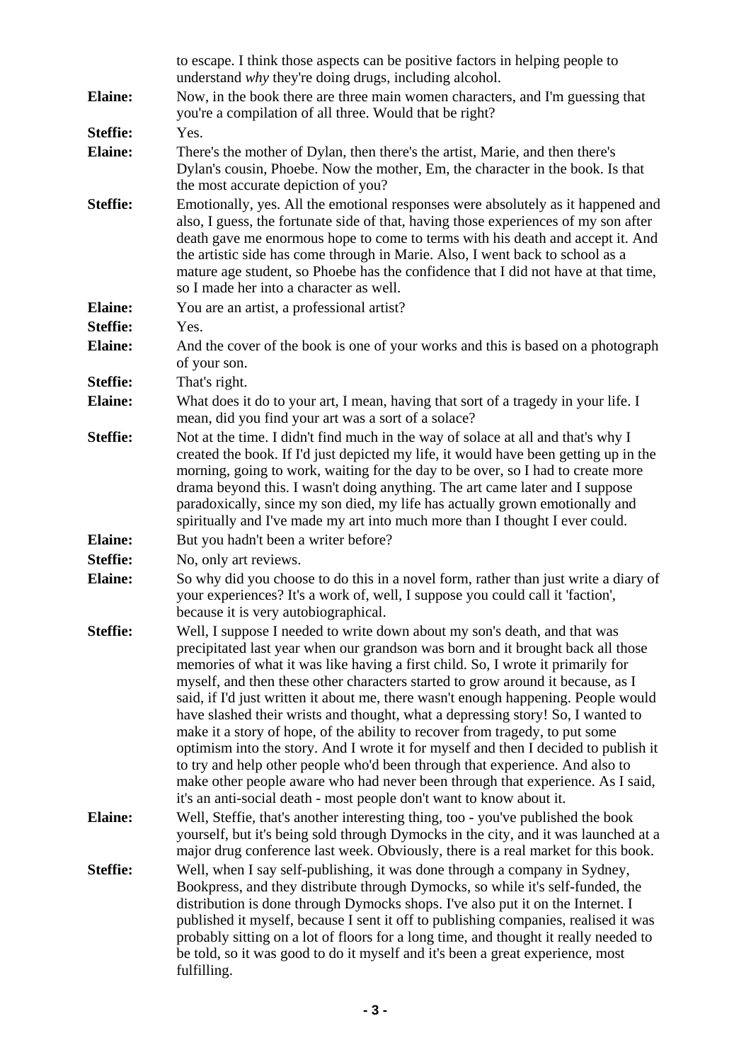to escape. I think those aspects can be positive factors in helping people to understand *why* they're doing drugs, including alcohol.

**Elaine:** Now, in the book there are three main women characters, and I'm guessing that you're a compilation of all three. Would that be right?

**Steffie:** Yes.

**Elaine:** There's the mother of Dylan, then there's the artist, Marie, and then there's Dylan's cousin, Phoebe. Now the mother, Em, the character in the book. Is that the most accurate depiction of you?

**Steffie:** Emotionally, yes. All the emotional responses were absolutely as it happened and also, I guess, the fortunate side of that, having those experiences of my son after death gave me enormous hope to come to terms with his death and accept it. And the artistic side has come through in Marie. Also, I went back to school as a mature age student, so Phoebe has the confidence that I did not have at that time, so I made her into a character as well.

**Elaine:** You are an artist, a professional artist?

**Steffie:** Yes.

**Elaine:** And the cover of the book is one of your works and this is based on a photograph of your son.

**Steffie:** That's right.

**Elaine:** What does it do to your art, I mean, having that sort of a tragedy in your life. I mean, did you find your art was a sort of a solace?

**Steffie:** Not at the time. I didn't find much in the way of solace at all and that's why I created the book. If I'd just depicted my life, it would have been getting up in the morning, going to work, waiting for the day to be over, so I had to create more drama beyond this. I wasn't doing anything. The art came later and I suppose paradoxically, since my son died, my life has actually grown emotionally and spiritually and I've made my art into much more than I thought I ever could.

**Elaine:** But you hadn't been a writer before?

**Steffie:** No, only art reviews.

**Elaine:** So why did you choose to do this in a novel form, rather than just write a diary of your experiences? It's a work of, well, I suppose you could call it 'faction', because it is very autobiographical.

**Steffie:** Well, I suppose I needed to write down about my son's death, and that was precipitated last year when our grandson was born and it brought back all those memories of what it was like having a first child. So, I wrote it primarily for myself, and then these other characters started to grow around it because, as I said, if I'd just written it about me, there wasn't enough happening. People would have slashed their wrists and thought, what a depressing story! So, I wanted to make it a story of hope, of the ability to recover from tragedy, to put some optimism into the story. And I wrote it for myself and then I decided to publish it to try and help other people who'd been through that experience. And also to make other people aware who had never been through that experience. As I said, it's an anti-social death - most people don't want to know about it.

**Elaine:** Well, Steffie, that's another interesting thing, too - you've published the book yourself, but it's being sold through Dymocks in the city, and it was launched at a major drug conference last week. Obviously, there is a real market for this book.

**Steffie:** Well, when I say self-publishing, it was done through a company in Sydney, Bookpress, and they distribute through Dymocks, so while it's self-funded, the distribution is done through Dymocks shops. I've also put it on the Internet. I published it myself, because I sent it off to publishing companies, realised it was probably sitting on a lot of floors for a long time, and thought it really needed to be told, so it was good to do it myself and it's been a great experience, most fulfilling.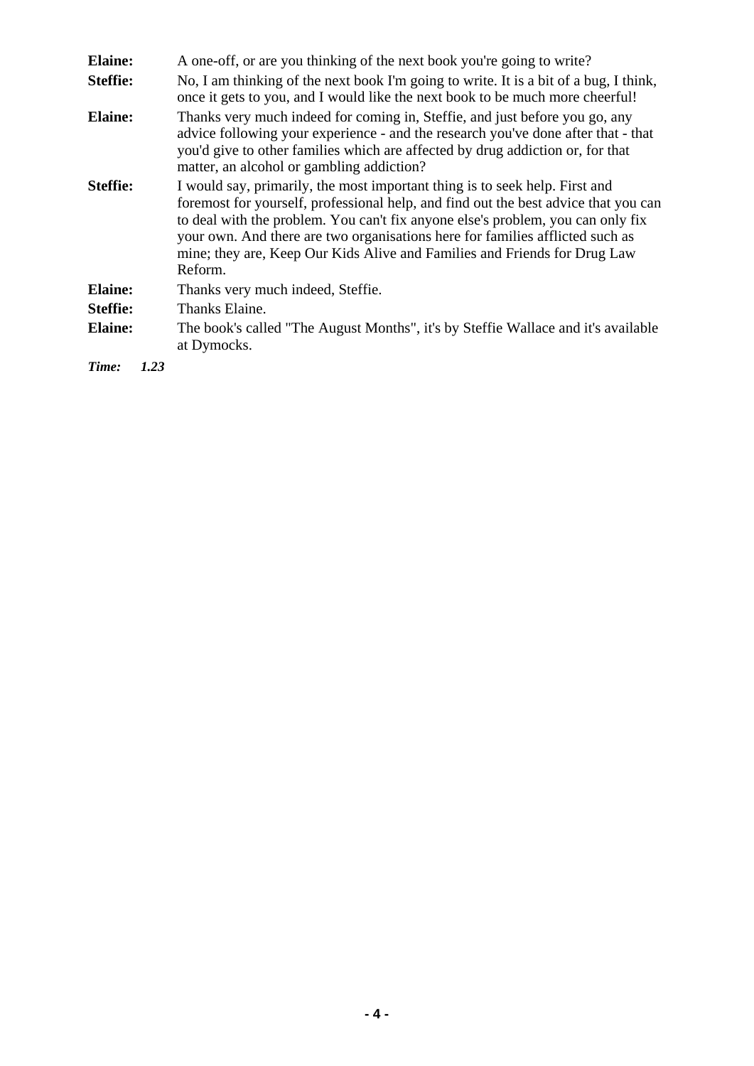**Elaine:** A one-off, or are you thinking of the next book you're going to write?

**Steffie:** No, I am thinking of the next book I'm going to write. It is a bit of a bug, I think, once it gets to you, and I would like the next book to be much more cheerful!

**Elaine:** Thanks very much indeed for coming in, Steffie, and just before you go, any advice following your experience - and the research you've done after that - that you'd give to other families which are affected by drug addiction or, for that matter, an alcohol or gambling addiction?

**Steffie:** I would say, primarily, the most important thing is to seek help. First and foremost for yourself, professional help, and find out the best advice that you can to deal with the problem. You can't fix anyone else's problem, you can only fix your own. And there are two organisations here for families afflicted such as mine; they are, Keep Our Kids Alive and Families and Friends for Drug Law Reform.

**Elaine:** Thanks very much indeed, Steffie.

**Steffie:** Thanks Elaine.

**Elaine:** The book's called "The August Months", it's by Steffie Wallace and it's available at Dymocks.

***Time: 1.23***